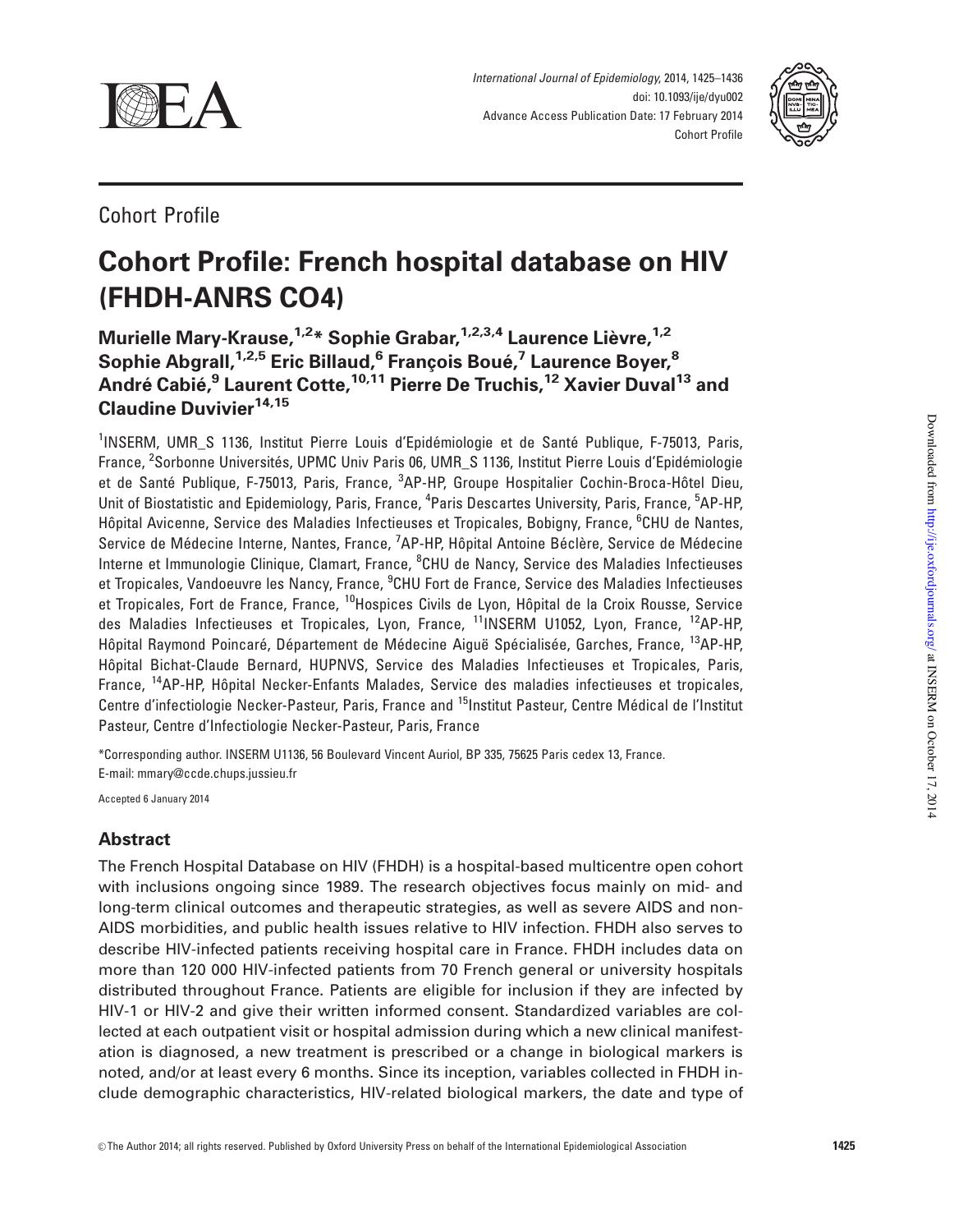Cohort Profile

# Cohort Profile: French hospital database on HIV (FHDH-ANRS CO4)

**Murielle Mary-Krause,[1,2]* Sophie Grabar,[1,2,3,4] Laurence Lièvre,[1,2] Sophie Abgrall,[1,2,5] Eric Billaud,[6] François Boué,[7] Laurence Boyer,[8] André Cabié,[9] Laurent Cotte,[10,11] Pierre De Truchis,[12] Xavier Duval[13] and Claudine Duvivier[14,15]**

[1]INSERM, UMR_S 1136, Institut Pierre Louis d'Epidémiologie et de Santé Publique, F-75013, Paris, France, [2]Sorbonne Universités, UPMC Univ Paris 06, UMR_S 1136, Institut Pierre Louis d'Epidémiologie et de Santé Publique, F-75013, Paris, France, [3]AP-HP, Groupe Hospitalier Cochin-Broca-Hôtel Dieu, Unit of Biostatistic and Epidemiology, Paris, France, [4]Paris Descartes University, Paris, France, [5]AP-HP, Hôpital Avicenne, Service des Maladies Infectieuses et Tropicales, Bobigny, France, [6]CHU de Nantes, Service de Médecine Interne, Nantes, France, [7]AP-HP, Hôpital Antoine Béclère, Service de Médecine Interne et Immunologie Clinique, Clamart, France, [8]CHU de Nancy, Service des Maladies Infectieuses et Tropicales, Vandoeuvre les Nancy, France, [9]CHU Fort de France, Service des Maladies Infectieuses et Tropicales, Fort de France, France, [10]Hospices Civils de Lyon, Hôpital de la Croix Rousse, Service des Maladies Infectieuses et Tropicales, Lyon, France, [11]INSERM U1052, Lyon, France, [12]AP-HP, Hôpital Raymond Poincaré, Département de Médecine Aiguë Spécialisée, Garches, France, [13]AP-HP, Hôpital Bichat-Claude Bernard, HUPNVS, Service des Maladies Infectieuses et Tropicales, Paris, France, [14]AP-HP, Hôpital Necker-Enfants Malades, Service des maladies infectieuses et tropicales, Centre d'infectiologie Necker-Pasteur, Paris, France and [15]Institut Pasteur, Centre Médical de l'Institut Pasteur, Centre d'Infectiologie Necker-Pasteur, Paris, France

*Corresponding author. INSERM U1136, 56 Boulevard Vincent Auriol, BP 335, 75625 Paris cedex 13, France. E-mail: mmary@ccde.chups.jussieu.fr

Accepted 6 January 2014

## Abstract

The French Hospital Database on HIV (FHDH) is a hospital-based multicentre open cohort with inclusions ongoing since 1989. The research objectives focus mainly on mid- and long-term clinical outcomes and therapeutic strategies, as well as severe AIDS and non-AIDS morbidities, and public health issues relative to HIV infection. FHDH also serves to describe HIV-infected patients receiving hospital care in France. FHDH includes data on more than 120 000 HIV-infected patients from 70 French general or university hospitals distributed throughout France. Patients are eligible for inclusion if they are infected by HIV-1 or HIV-2 and give their written informed consent. Standardized variables are collected at each outpatient visit or hospital admission during which a new clinical manifestation is diagnosed, a new treatment is prescribed or a change in biological markers is noted, and/or at least every 6 months. Since its inception, variables collected in FHDH include demographic characteristics, HIV-related biological markers, the date and type of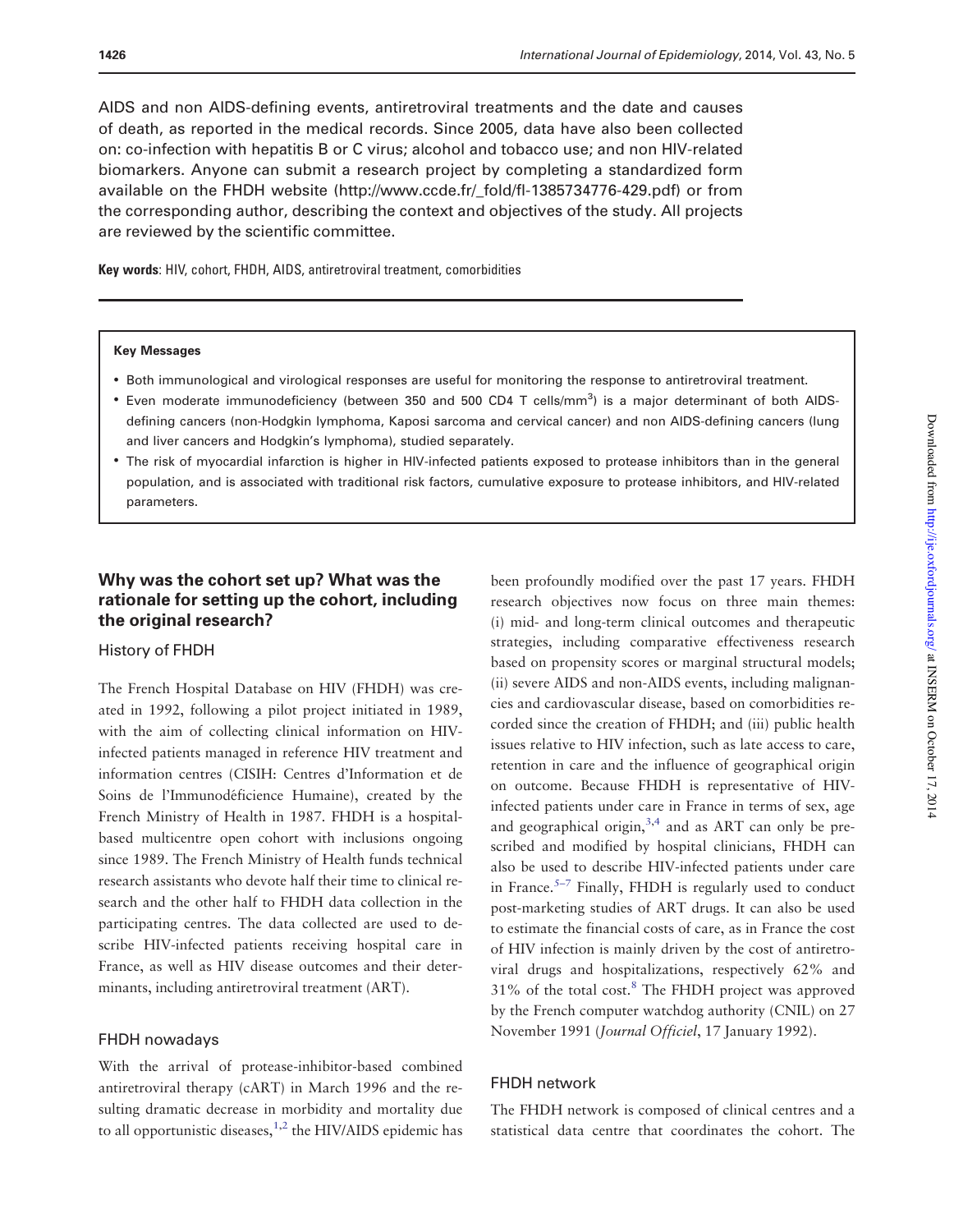AIDS and non AIDS-defining events, antiretroviral treatments and the date and causes of death, as reported in the medical records. Since 2005, data have also been collected on: co-infection with hepatitis B or C virus; alcohol and tobacco use; and non HIV-related biomarkers. Anyone can submit a research project by completing a standardized form available on the FHDH website (http://www.ccde.fr/_fold/fl-1385734776-429.pdf) or from the corresponding author, describing the context and objectives of the study. All projects are reviewed by the scientific committee.

**Key words**: HIV, cohort, FHDH, AIDS, antiretroviral treatment, comorbidities

**Key Messages**

- Both immunological and virological responses are useful for monitoring the response to antiretroviral treatment.
- Even moderate immunodeficiency (between 350 and 500 CD4 T cells/mm$^3$) is a major determinant of both AIDS-defining cancers (non-Hodgkin lymphoma, Kaposi sarcoma and cervical cancer) and non AIDS-defining cancers (lung and liver cancers and Hodgkin's lymphoma), studied separately.
- The risk of myocardial infarction is higher in HIV-infected patients exposed to protease inhibitors than in the general population, and is associated with traditional risk factors, cumulative exposure to protease inhibitors, and HIV-related parameters.

## Why was the cohort set up? What was the rationale for setting up the cohort, including the original research?

### History of FHDH

The French Hospital Database on HIV (FHDH) was created in 1992, following a pilot project initiated in 1989, with the aim of collecting clinical information on HIV-infected patients managed in reference HIV treatment and information centres (CISIH: Centres d'Information et de Soins de l'Immunodéficience Humaine), created by the French Ministry of Health in 1987. FHDH is a hospital-based multicentre open cohort with inclusions ongoing since 1989. The French Ministry of Health funds technical research assistants who devote half their time to clinical research and the other half to FHDH data collection in the participating centres. The data collected are used to describe HIV-infected patients receiving hospital care in France, as well as HIV disease outcomes and their determinants, including antiretroviral treatment (ART).

### FHDH nowadays

With the arrival of protease-inhibitor-based combined antiretroviral therapy (cART) in March 1996 and the resulting dramatic decrease in morbidity and mortality due to all opportunistic diseases,[1,2] the HIV/AIDS epidemic has been profoundly modified over the past 17 years. FHDH research objectives now focus on three main themes: (i) mid- and long-term clinical outcomes and therapeutic strategies, including comparative effectiveness research based on propensity scores or marginal structural models; (ii) severe AIDS and non-AIDS events, including malignancies and cardiovascular disease, based on comorbidities recorded since the creation of FHDH; and (iii) public health issues relative to HIV infection, such as late access to care, retention in care and the influence of geographical origin on outcome. Because FHDH is representative of HIV-infected patients under care in France in terms of sex, age and geographical origin,[3,4] and as ART can only be prescribed and modified by hospital clinicians, FHDH can also be used to describe HIV-infected patients under care in France.[5–7] Finally, FHDH is regularly used to conduct post-marketing studies of ART drugs. It can also be used to estimate the financial costs of care, as in France the cost of HIV infection is mainly driven by the cost of antiretroviral drugs and hospitalizations, respectively 62% and 31% of the total cost.[8] The FHDH project was approved by the French computer watchdog authority (CNIL) on 27 November 1991 (*Journal Officiel*, 17 January 1992).

### FHDH network

The FHDH network is composed of clinical centres and a statistical data centre that coordinates the cohort. The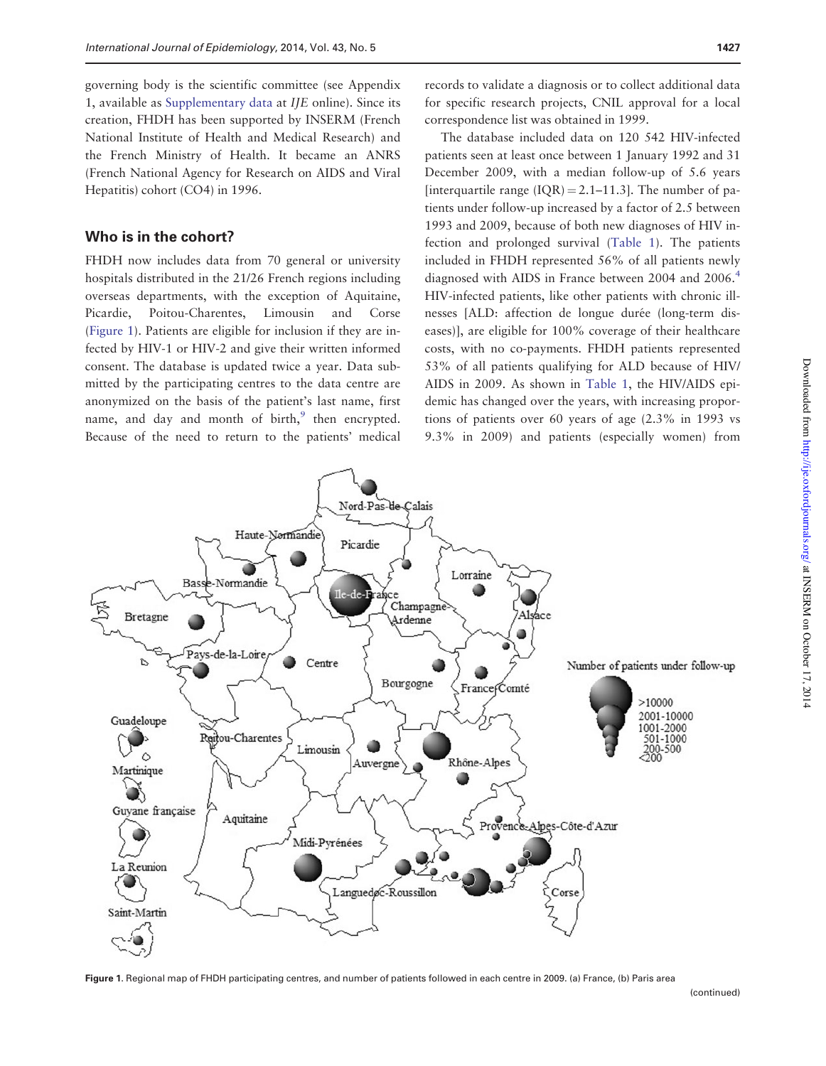governing body is the scientific committee (see Appendix 1, available as Supplementary data at *IJE* online). Since its creation, FHDH has been supported by INSERM (French National Institute of Health and Medical Research) and the French Ministry of Health. It became an ANRS (French National Agency for Research on AIDS and Viral Hepatitis) cohort (CO4) in 1996.

## Who is in the cohort?

FHDH now includes data from 70 general or university hospitals distributed in the 21/26 French regions including overseas departments, with the exception of Aquitaine, Picardie, Poitou-Charentes, Limousin and Corse (Figure 1). Patients are eligible for inclusion if they are infected by HIV-1 or HIV-2 and give their written informed consent. The database is updated twice a year. Data submitted by the participating centres to the data centre are anonymized on the basis of the patient's last name, first name, and day and month of birth,[9] then encrypted. Because of the need to return to the patients' medical records to validate a diagnosis or to collect additional data for specific research projects, CNIL approval for a local correspondence list was obtained in 1999.

The database included data on 120 542 HIV-infected patients seen at least once between 1 January 1992 and 31 December 2009, with a median follow-up of 5.6 years [interquartile range (IQR) = 2.1–11.3]. The number of patients under follow-up increased by a factor of 2.5 between 1993 and 2009, because of both new diagnoses of HIV infection and prolonged survival (Table 1). The patients included in FHDH represented 56% of all patients newly diagnosed with AIDS in France between 2004 and 2006.[4] HIV-infected patients, like other patients with chronic illnesses [ALD: affection de longue durée (long-term diseases)], are eligible for 100% coverage of their healthcare costs, with no co-payments. FHDH patients represented 53% of all patients qualifying for ALD because of HIV/AIDS in 2009. As shown in Table 1, the HIV/AIDS epidemic has changed over the years, with increasing proportions of patients over 60 years of age (2.3% in 1993 vs 9.3% in 2009) and patients (especially women) from

Figure 1. Regional map of FHDH participating centres, and number of patients followed in each centre in 2009. (a) France, (b) Paris area

(continued)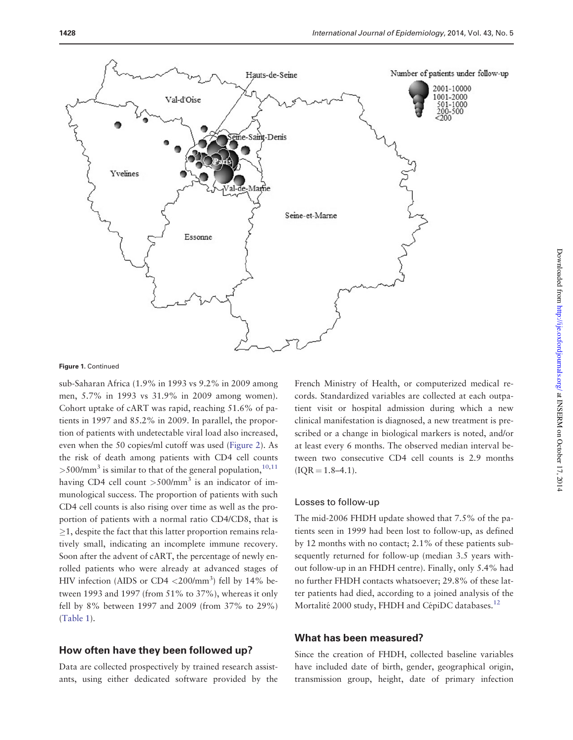Figure 1. Continued

sub-Saharan Africa (1.9% in 1993 vs 9.2% in 2009 among men, 5.7% in 1993 vs 31.9% in 2009 among women). Cohort uptake of cART was rapid, reaching 51.6% of patients in 1997 and 85.2% in 2009. In parallel, the proportion of patients with undetectable viral load also increased, even when the 50 copies/ml cutoff was used (Figure 2). As the risk of death among patients with CD4 cell counts $>500/\text{mm}^3$ is similar to that of the general population,[10,11] having CD4 cell count $>500/\text{mm}^3$ is an indicator of immunological success. The proportion of patients with such CD4 cell counts is also rising over time as well as the proportion of patients with a normal ratio CD4/CD8, that is $\geq 1$, despite the fact that this latter proportion remains relatively small, indicating an incomplete immune recovery. Soon after the advent of cART, the percentage of newly enrolled patients who were already at advanced stages of HIV infection (AIDS or CD4 $<200/\text{mm}^3$) fell by 14% between 1993 and 1997 (from 51% to 37%), whereas it only fell by 8% between 1997 and 2009 (from 37% to 29%) (Table 1).

## How often have they been followed up?

Data are collected prospectively by trained research assistants, using either dedicated software provided by the French Ministry of Health, or computerized medical records. Standardized variables are collected at each outpatient visit or hospital admission during which a new clinical manifestation is diagnosed, a new treatment is prescribed or a change in biological markers is noted, and/or at least every 6 months. The observed median interval between two consecutive CD4 cell counts is 2.9 months (IQR = 1.8–4.1).

### Losses to follow-up

The mid-2006 FHDH update showed that 7.5% of the patients seen in 1999 had been lost to follow-up, as defined by 12 months with no contact; 2.1% of these patients subsequently returned for follow-up (median 3.5 years without follow-up in an FHDH centre). Finally, only 5.4% had no further FHDH contacts whatsoever; 29.8% of these latter patients had died, according to a joined analysis of the Mortalité 2000 study, FHDH and CépiDC databases.[12]

## What has been measured?

Since the creation of FHDH, collected baseline variables have included date of birth, gender, geographical origin, transmission group, height, date of primary infection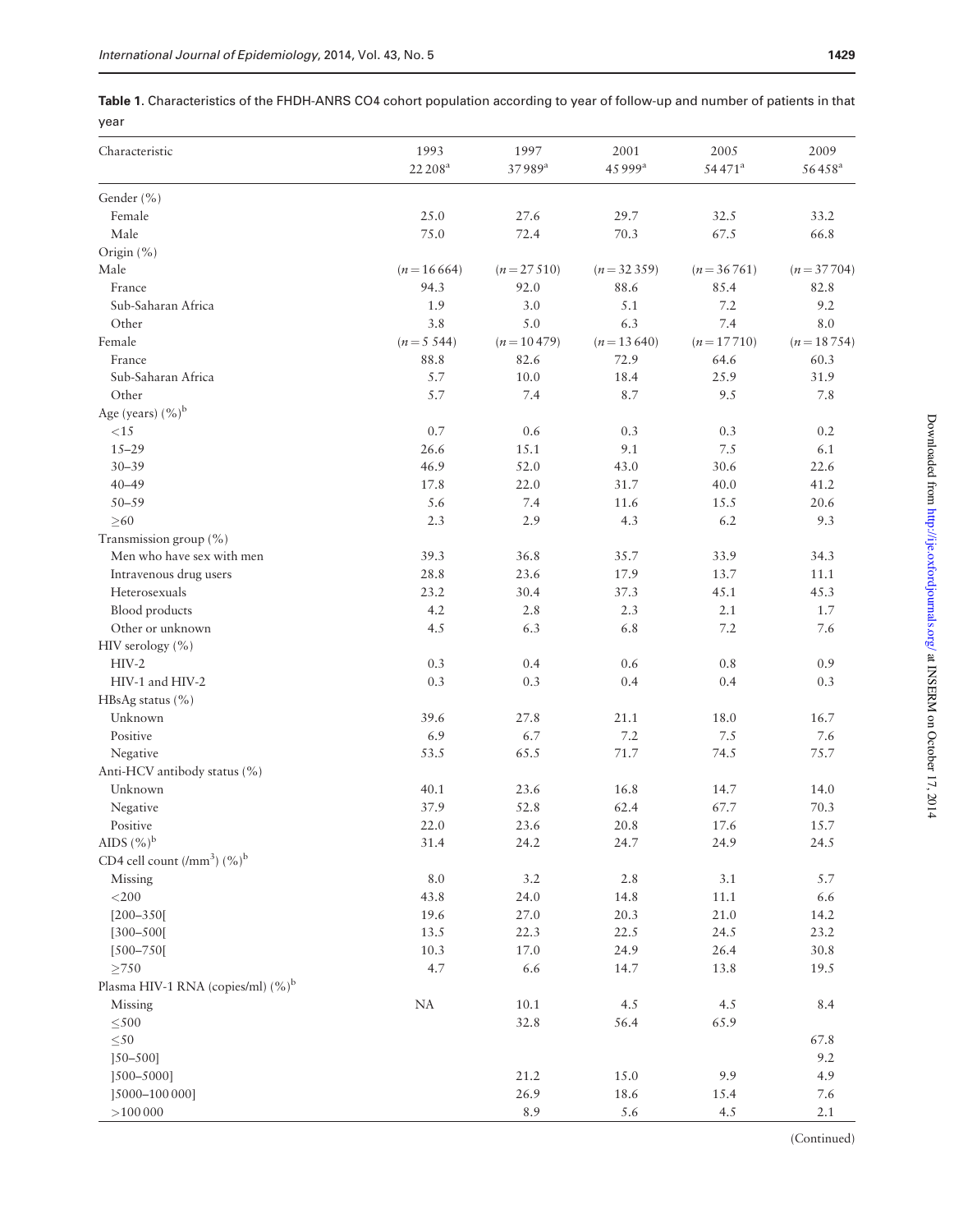**Table 1.** Characteristics of the FHDH-ANRS CO4 cohort population according to year of follow-up and number of patients in that year

| Characteristic | 1993<br>22 208[a] | 1997<br>37 989[a] | 2001<br>45 999[a] | 2005<br>54 471[a] | 2009<br>56 458[a] |
|---|---|---|---|---|---|
| Gender (%) | | | | | |
| Female | 25.0 | 27.6 | 29.7 | 32.5 | 33.2 |
| Male | 75.0 | 72.4 | 70.3 | 67.5 | 66.8 |
| Origin (%) | | | | | |
| Male | (n = 16 664) | (n = 27 510) | (n = 32 359) | (n = 36 761) | (n = 37 704) |
| France | 94.3 | 92.0 | 88.6 | 85.4 | 82.8 |
| Sub-Saharan Africa | 1.9 | 3.0 | 5.1 | 7.2 | 9.2 |
| Other | 3.8 | 5.0 | 6.3 | 7.4 | 8.0 |
| Female | (n = 5 544) | (n = 10 479) | (n = 13 640) | (n = 17 710) | (n = 18 754) |
| France | 88.8 | 82.6 | 72.9 | 64.6 | 60.3 |
| Sub-Saharan Africa | 5.7 | 10.0 | 18.4 | 25.9 | 31.9 |
| Other | 5.7 | 7.4 | 8.7 | 9.5 | 7.8 |
| Age (years) (%)[b] | | | | | |
| <15 | 0.7 | 0.6 | 0.3 | 0.3 | 0.2 |
| 15–29 | 26.6 | 15.1 | 9.1 | 7.5 | 6.1 |
| 30–39 | 46.9 | 52.0 | 43.0 | 30.6 | 22.6 |
| 40–49 | 17.8 | 22.0 | 31.7 | 40.0 | 41.2 |
| 50–59 | 5.6 | 7.4 | 11.6 | 15.5 | 20.6 |
| ≥60 | 2.3 | 2.9 | 4.3 | 6.2 | 9.3 |
| Transmission group (%) | | | | | |
| Men who have sex with men | 39.3 | 36.8 | 35.7 | 33.9 | 34.3 |
| Intravenous drug users | 28.8 | 23.6 | 17.9 | 13.7 | 11.1 |
| Heterosexuals | 23.2 | 30.4 | 37.3 | 45.1 | 45.3 |
| Blood products | 4.2 | 2.8 | 2.3 | 2.1 | 1.7 |
| Other or unknown | 4.5 | 6.3 | 6.8 | 7.2 | 7.6 |
| HIV serology (%) | | | | | |
| HIV-2 | 0.3 | 0.4 | 0.6 | 0.8 | 0.9 |
| HIV-1 and HIV-2 | 0.3 | 0.3 | 0.4 | 0.4 | 0.3 |
| HBsAg status (%) | | | | | |
| Unknown | 39.6 | 27.8 | 21.1 | 18.0 | 16.7 |
| Positive | 6.9 | 6.7 | 7.2 | 7.5 | 7.6 |
| Negative | 53.5 | 65.5 | 71.7 | 74.5 | 75.7 |
| Anti-HCV antibody status (%) | | | | | |
| Unknown | 40.1 | 23.6 | 16.8 | 14.7 | 14.0 |
| Negative | 37.9 | 52.8 | 62.4 | 67.7 | 70.3 |
| Positive | 22.0 | 23.6 | 20.8 | 17.6 | 15.7 |
| AIDS (%)[b] | 31.4 | 24.2 | 24.7 | 24.9 | 24.5 |
| CD4 cell count (/mm$^3$) (%)[b] | | | | | |
| Missing | 8.0 | 3.2 | 2.8 | 3.1 | 5.7 |
| <200 | 43.8 | 24.0 | 14.8 | 11.1 | 6.6 |
| [200–350[ | 19.6 | 27.0 | 20.3 | 21.0 | 14.2 |
| [300–500[ | 13.5 | 22.3 | 22.5 | 24.5 | 23.2 |
| [500–750[ | 10.3 | 17.0 | 24.9 | 26.4 | 30.8 |
| ≥750 | 4.7 | 6.6 | 14.7 | 13.8 | 19.5 |
| Plasma HIV-1 RNA (copies/ml) (%)[b] | | | | | |
| Missing | NA | 10.1 | 4.5 | 4.5 | 8.4 |
| ≤500 | | 32.8 | 56.4 | 65.9 | |
| ≤50 | | | | | 67.8 |
| ]50–500] | | | | | 9.2 |
| ]500–5000] | | 21.2 | 15.0 | 9.9 | 4.9 |
| ]5000–100 000] | | 26.9 | 18.6 | 15.4 | 7.6 |
| >100 000 | | 8.9 | 5.6 | 4.5 | 2.1 |

(Continued)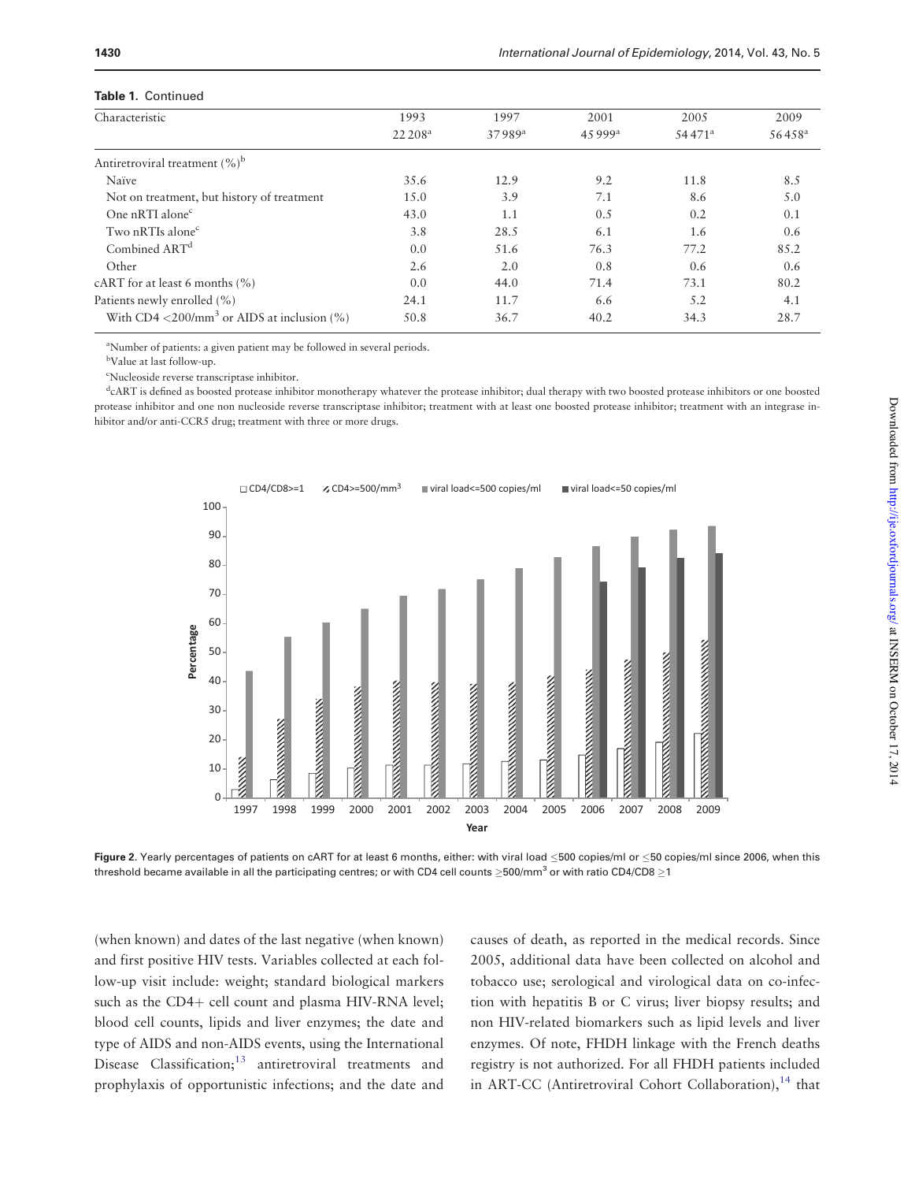**Table 1.** Continued

| Characteristic | 1993 | 1997 | 2001 | 2005 | 2009 |
|---|---|---|---|---|---|
| | 22 208[a] | 37 989[a] | 45 999[a] | 54 471[a] | 56 458[a] |
| Antiretroviral treatment (%)[b] | | | | | |
| Naïve | 35.6 | 12.9 | 9.2 | 11.8 | 8.5 |
| Not on treatment, but history of treatment | 15.0 | 3.9 | 7.1 | 8.6 | 5.0 |
| One nRTI alone[c] | 43.0 | 1.1 | 0.5 | 0.2 | 0.1 |
| Two nRTIs alone[c] | 3.8 | 28.5 | 6.1 | 1.6 | 0.6 |
| Combined ART[d] | 0.0 | 51.6 | 76.3 | 77.2 | 85.2 |
| Other | 2.6 | 2.0 | 0.8 | 0.6 | 0.6 |
| cART for at least 6 months (%) | 0.0 | 44.0 | 71.4 | 73.1 | 80.2 |
| Patients newly enrolled (%) | 24.1 | 11.7 | 6.6 | 5.2 | 4.1 |
| With CD4 <200/mm$^3$ or AIDS at inclusion (%) | 50.8 | 36.7 | 40.2 | 34.3 | 28.7 |

[a]Number of patients: a given patient may be followed in several periods.

[b]Value at last follow-up.

[c]Nucleoside reverse transcriptase inhibitor.

[d]cART is defined as boosted protease inhibitor monotherapy whatever the protease inhibitor; dual therapy with two boosted protease inhibitors or one boosted protease inhibitor and one non nucleoside reverse transcriptase inhibitor; treatment with at least one boosted protease inhibitor; treatment with an integrase inhibitor and/or anti-CCR5 drug; treatment with three or more drugs.

**Figure 2.** Yearly percentages of patients on cART for at least 6 months, either: with viral load ≤500 copies/ml or ≤50 copies/ml since 2006, when this threshold became available in all the participating centres; or with CD4 cell counts ≥500/mm$^3$ or with ratio CD4/CD8 ≥1

(when known) and dates of the last negative (when known) and first positive HIV tests. Variables collected at each follow-up visit include: weight; standard biological markers such as the CD4+ cell count and plasma HIV-RNA level; blood cell counts, lipids and liver enzymes; the date and type of AIDS and non-AIDS events, using the International Disease Classification;[13] antiretroviral treatments and prophylaxis of opportunistic infections; and the date and causes of death, as reported in the medical records. Since 2005, additional data have been collected on alcohol and tobacco use; serological and virological data on co-infection with hepatitis B or C virus; liver biopsy results; and non HIV-related biomarkers such as lipid levels and liver enzymes. Of note, FHDH linkage with the French deaths registry is not authorized. For all FHDH patients included in ART-CC (Antiretroviral Cohort Collaboration),[14] that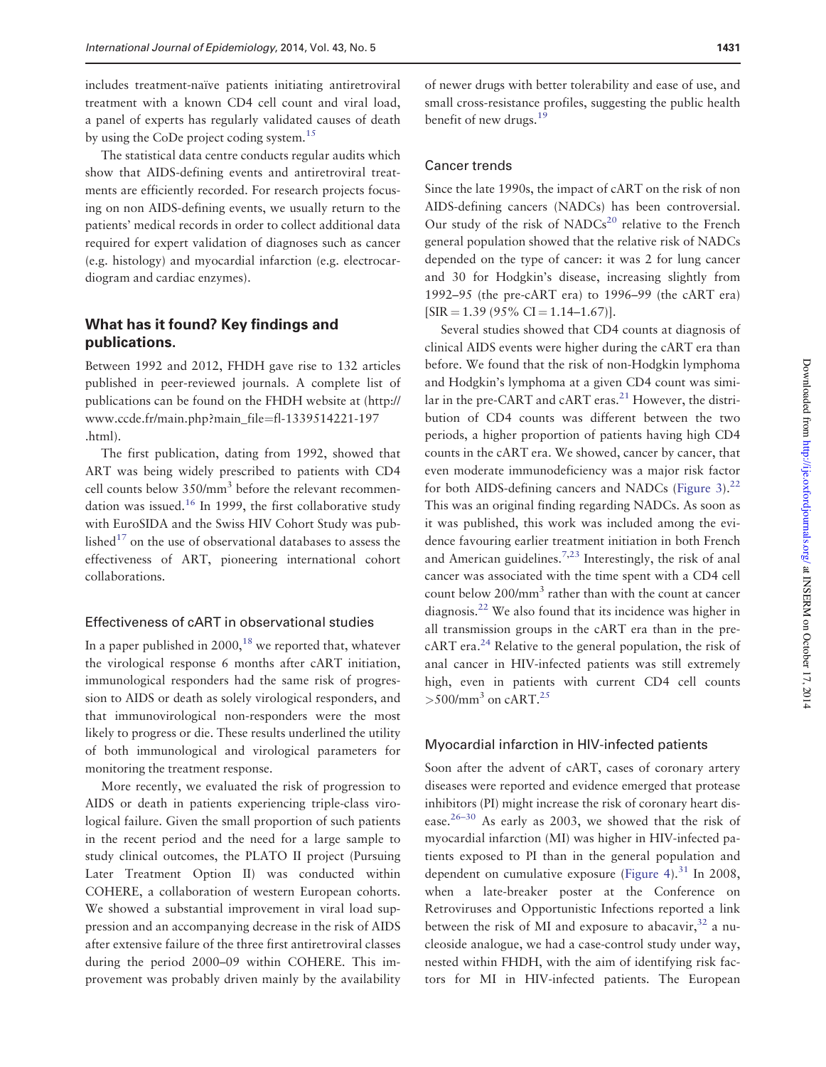includes treatment-naïve patients initiating antiretroviral treatment with a known CD4 cell count and viral load, a panel of experts has regularly validated causes of death by using the CoDe project coding system.[15]

The statistical data centre conducts regular audits which show that AIDS-defining events and antiretroviral treatments are efficiently recorded. For research projects focusing on non AIDS-defining events, we usually return to the patients' medical records in order to collect additional data required for expert validation of diagnoses such as cancer (e.g. histology) and myocardial infarction (e.g. electrocardiogram and cardiac enzymes).

## What has it found? Key findings and publications.

Between 1992 and 2012, FHDH gave rise to 132 articles published in peer-reviewed journals. A complete list of publications can be found on the FHDH website at (http://www.ccde.fr/main.php?main_file=fl-1339514221-197.html).

The first publication, dating from 1992, showed that ART was being widely prescribed to patients with CD4 cell counts below 350/mm$^3$ before the relevant recommendation was issued.[16] In 1999, the first collaborative study with EuroSIDA and the Swiss HIV Cohort Study was published[17] on the use of observational databases to assess the effectiveness of ART, pioneering international cohort collaborations.

### Effectiveness of cART in observational studies

In a paper published in 2000,[18] we reported that, whatever the virological response 6 months after cART initiation, immunological responders had the same risk of progression to AIDS or death as solely virological responders, and that immunovirological non-responders were the most likely to progress or die. These results underlined the utility of both immunological and virological parameters for monitoring the treatment response.

More recently, we evaluated the risk of progression to AIDS or death in patients experiencing triple-class virological failure. Given the small proportion of such patients in the recent period and the need for a large sample to study clinical outcomes, the PLATO II project (Pursuing Later Treatment Option II) was conducted within COHERE, a collaboration of western European cohorts. We showed a substantial improvement in viral load suppression and an accompanying decrease in the risk of AIDS after extensive failure of the three first antiretroviral classes during the period 2000–09 within COHERE. This improvement was probably driven mainly by the availability of newer drugs with better tolerability and ease of use, and small cross-resistance profiles, suggesting the public health benefit of new drugs.[19]

### Cancer trends

Since the late 1990s, the impact of cART on the risk of non AIDS-defining cancers (NADCs) has been controversial. Our study of the risk of NADCs[20] relative to the French general population showed that the relative risk of NADCs depended on the type of cancer: it was 2 for lung cancer and 30 for Hodgkin's disease, increasing slightly from 1992–95 (the pre-cART era) to 1996–99 (the cART era) [SIR = 1.39 (95% CI = 1.14–1.67)].

Several studies showed that CD4 counts at diagnosis of clinical AIDS events were higher during the cART era than before. We found that the risk of non-Hodgkin lymphoma and Hodgkin's lymphoma at a given CD4 count was similar in the pre-CART and cART eras.[21] However, the distribution of CD4 counts was different between the two periods, a higher proportion of patients having high CD4 counts in the cART era. We showed, cancer by cancer, that even moderate immunodeficiency was a major risk factor for both AIDS-defining cancers and NADCs (Figure 3).[22] This was an original finding regarding NADCs. As soon as it was published, this work was included among the evidence favouring earlier treatment initiation in both French and American guidelines.[7,23] Interestingly, the risk of anal cancer was associated with the time spent with a CD4 cell count below 200/mm$^3$ rather than with the count at cancer diagnosis.[22] We also found that its incidence was higher in all transmission groups in the cART era than in the pre-cART era.[24] Relative to the general population, the risk of anal cancer in HIV-infected patients was still extremely high, even in patients with current CD4 cell counts >500/mm$^3$ on cART.[25]

### Myocardial infarction in HIV-infected patients

Soon after the advent of cART, cases of coronary artery diseases were reported and evidence emerged that protease inhibitors (PI) might increase the risk of coronary heart disease.[26–30] As early as 2003, we showed that the risk of myocardial infarction (MI) was higher in HIV-infected patients exposed to PI than in the general population and dependent on cumulative exposure (Figure 4).[31] In 2008, when a late-breaker poster at the Conference on Retroviruses and Opportunistic Infections reported a link between the risk of MI and exposure to abacavir,[32] a nucleoside analogue, we had a case-control study under way, nested within FHDH, with the aim of identifying risk factors for MI in HIV-infected patients. The European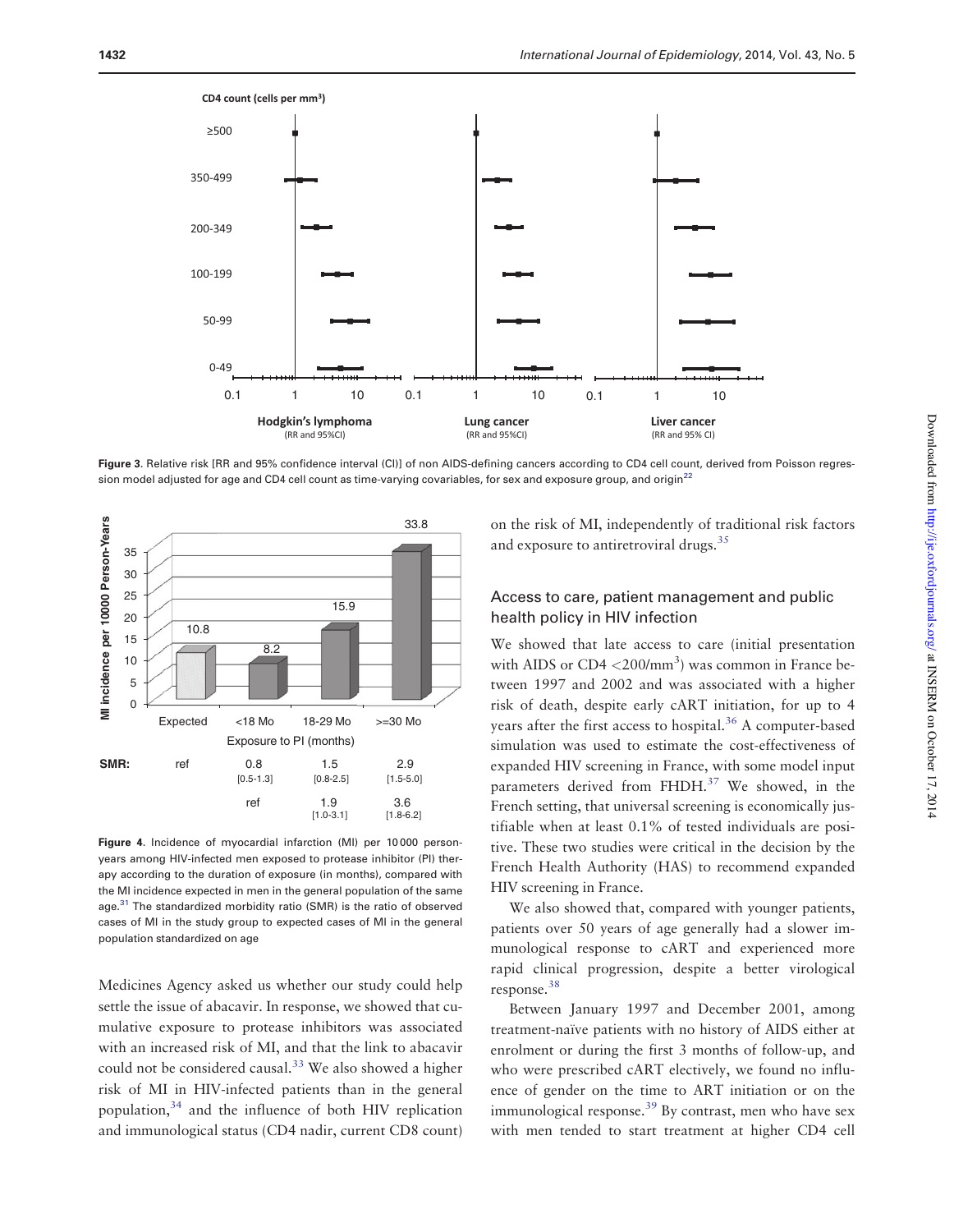Figure 3. Relative risk [RR and 95% confidence interval (CI)] of non AIDS-defining cancers according to CD4 cell count, derived from Poisson regression model adjusted for age and CD4 cell count as time-varying covariables, for sex and exposure group, and origin[22]

Figure 4. Incidence of myocardial infarction (MI) per 10 000 person-years among HIV-infected men exposed to protease inhibitor (PI) therapy according to the duration of exposure (in months), compared with the MI incidence expected in men in the general population of the same age.[31] The standardized morbidity ratio (SMR) is the ratio of observed cases of MI in the study group to expected cases of MI in the general population standardized on age

Medicines Agency asked us whether our study could help settle the issue of abacavir. In response, we showed that cumulative exposure to protease inhibitors was associated with an increased risk of MI, and that the link to abacavir could not be considered causal.[33] We also showed a higher risk of MI in HIV-infected patients than in the general population,[34] and the influence of both HIV replication and immunological status (CD4 nadir, current CD8 count) on the risk of MI, independently of traditional risk factors and exposure to antiretroviral drugs.[35]

## Access to care, patient management and public health policy in HIV infection

We showed that late access to care (initial presentation with AIDS or CD4 <200/mm$^3$) was common in France between 1997 and 2002 and was associated with a higher risk of death, despite early cART initiation, for up to 4 years after the first access to hospital.[36] A computer-based simulation was used to estimate the cost-effectiveness of expanded HIV screening in France, with some model input parameters derived from FHDH.[37] We showed, in the French setting, that universal screening is economically justifiable when at least 0.1% of tested individuals are positive. These two studies were critical in the decision by the French Health Authority (HAS) to recommend expanded HIV screening in France.

We also showed that, compared with younger patients, patients over 50 years of age generally had a slower immunological response to cART and experienced more rapid clinical progression, despite a better virological response.[38]

Between January 1997 and December 2001, among treatment-naïve patients with no history of AIDS either at enrolment or during the first 3 months of follow-up, and who were prescribed cART electively, we found no influence of gender on the time to ART initiation or on the immunological response.[39] By contrast, men who have sex with men tended to start treatment at higher CD4 cell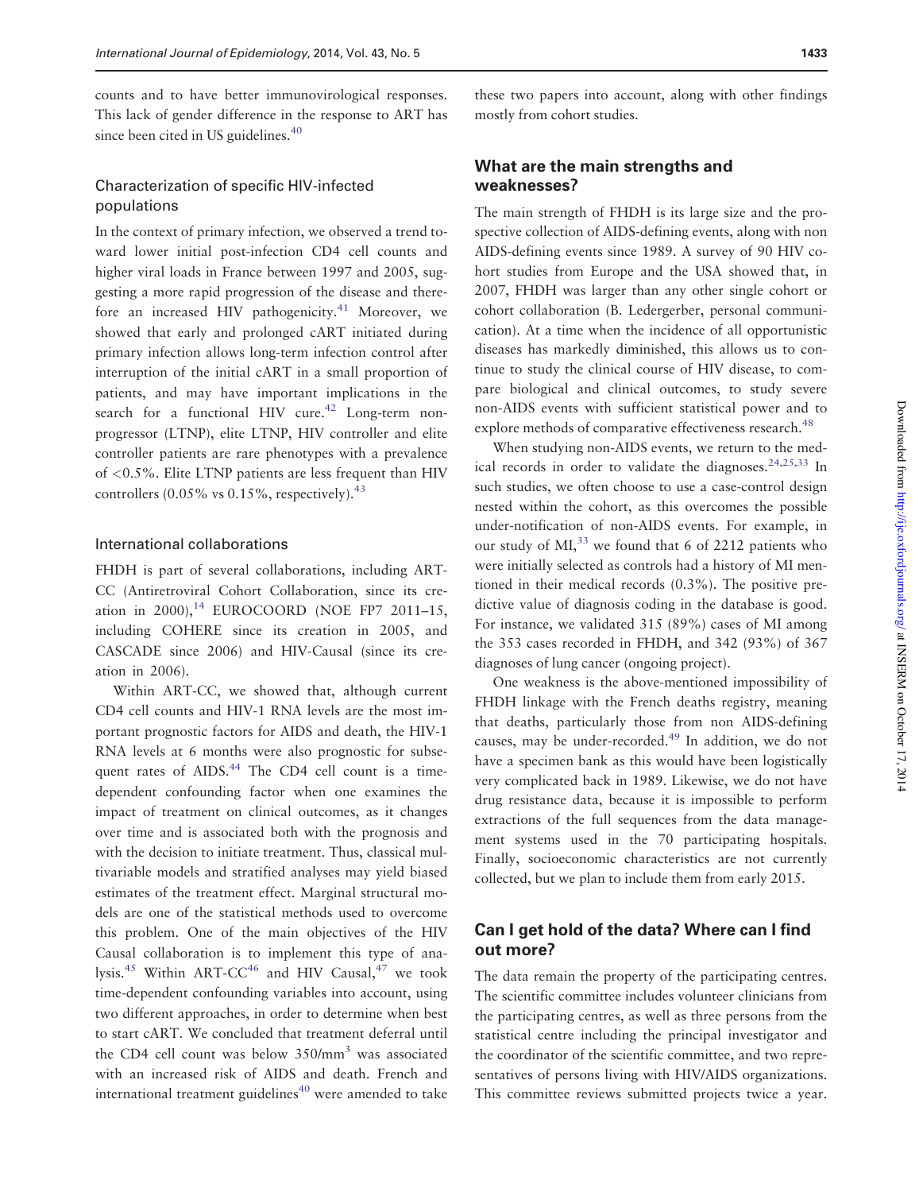counts and to have better immunovirological responses. This lack of gender difference in the response to ART has since been cited in US guidelines.[40]

### Characterization of specific HIV-infected populations

In the context of primary infection, we observed a trend toward lower initial post-infection CD4 cell counts and higher viral loads in France between 1997 and 2005, suggesting a more rapid progression of the disease and therefore an increased HIV pathogenicity.[41] Moreover, we showed that early and prolonged cART initiated during primary infection allows long-term infection control after interruption of the initial cART in a small proportion of patients, and may have important implications in the search for a functional HIV cure.[42] Long-term nonprogressor (LTNP), elite LTNP, HIV controller and elite controller patients are rare phenotypes with a prevalence of <0.5%. Elite LTNP patients are less frequent than HIV controllers (0.05% vs 0.15%, respectively).[43]

### International collaborations

FHDH is part of several collaborations, including ART-CC (Antiretroviral Cohort Collaboration, since its creation in 2000),[14] EUROCOORD (NOE FP7 2011–15, including COHERE since its creation in 2005, and CASCADE since 2006) and HIV-Causal (since its creation in 2006).

Within ART-CC, we showed that, although current CD4 cell counts and HIV-1 RNA levels are the most important prognostic factors for AIDS and death, the HIV-1 RNA levels at 6 months were also prognostic for subsequent rates of AIDS.[44] The CD4 cell count is a time-dependent confounding factor when one examines the impact of treatment on clinical outcomes, as it changes over time and is associated both with the prognosis and with the decision to initiate treatment. Thus, classical multivariable models and stratified analyses may yield biased estimates of the treatment effect. Marginal structural models are one of the statistical methods used to overcome this problem. One of the main objectives of the HIV Causal collaboration is to implement this type of analysis.[45] Within ART-CC[46] and HIV Causal,[47] we took time-dependent confounding variables into account, using two different approaches, in order to determine when best to start cART. We concluded that treatment deferral until the CD4 cell count was below 350/mm$^3$ was associated with an increased risk of AIDS and death. French and international treatment guidelines[40] were amended to take these two papers into account, along with other findings mostly from cohort studies.

## What are the main strengths and weaknesses?

The main strength of FHDH is its large size and the prospective collection of AIDS-defining events, along with non AIDS-defining events since 1989. A survey of 90 HIV cohort studies from Europe and the USA showed that, in 2007, FHDH was larger than any other single cohort or cohort collaboration (B. Ledergerber, personal communication). At a time when the incidence of all opportunistic diseases has markedly diminished, this allows us to continue to study the clinical course of HIV disease, to compare biological and clinical outcomes, to study severe non-AIDS events with sufficient statistical power and to explore methods of comparative effectiveness research.[48]

When studying non-AIDS events, we return to the medical records in order to validate the diagnoses.[24,25,33] In such studies, we often choose to use a case-control design nested within the cohort, as this overcomes the possible under-notification of non-AIDS events. For example, in our study of MI,[33] we found that 6 of 2212 patients who were initially selected as controls had a history of MI mentioned in their medical records (0.3%). The positive predictive value of diagnosis coding in the database is good. For instance, we validated 315 (89%) cases of MI among the 353 cases recorded in FHDH, and 342 (93%) of 367 diagnoses of lung cancer (ongoing project).

One weakness is the above-mentioned impossibility of FHDH linkage with the French deaths registry, meaning that deaths, particularly those from non AIDS-defining causes, may be under-recorded.[49] In addition, we do not have a specimen bank as this would have been logistically very complicated back in 1989. Likewise, we do not have drug resistance data, because it is impossible to perform extractions of the full sequences from the data management systems used in the 70 participating hospitals. Finally, socioeconomic characteristics are not currently collected, but we plan to include them from early 2015.

## Can I get hold of the data? Where can I find out more?

The data remain the property of the participating centres. The scientific committee includes volunteer clinicians from the participating centres, as well as three persons from the statistical centre including the principal investigator and the coordinator of the scientific committee, and two representatives of persons living with HIV/AIDS organizations. This committee reviews submitted projects twice a year.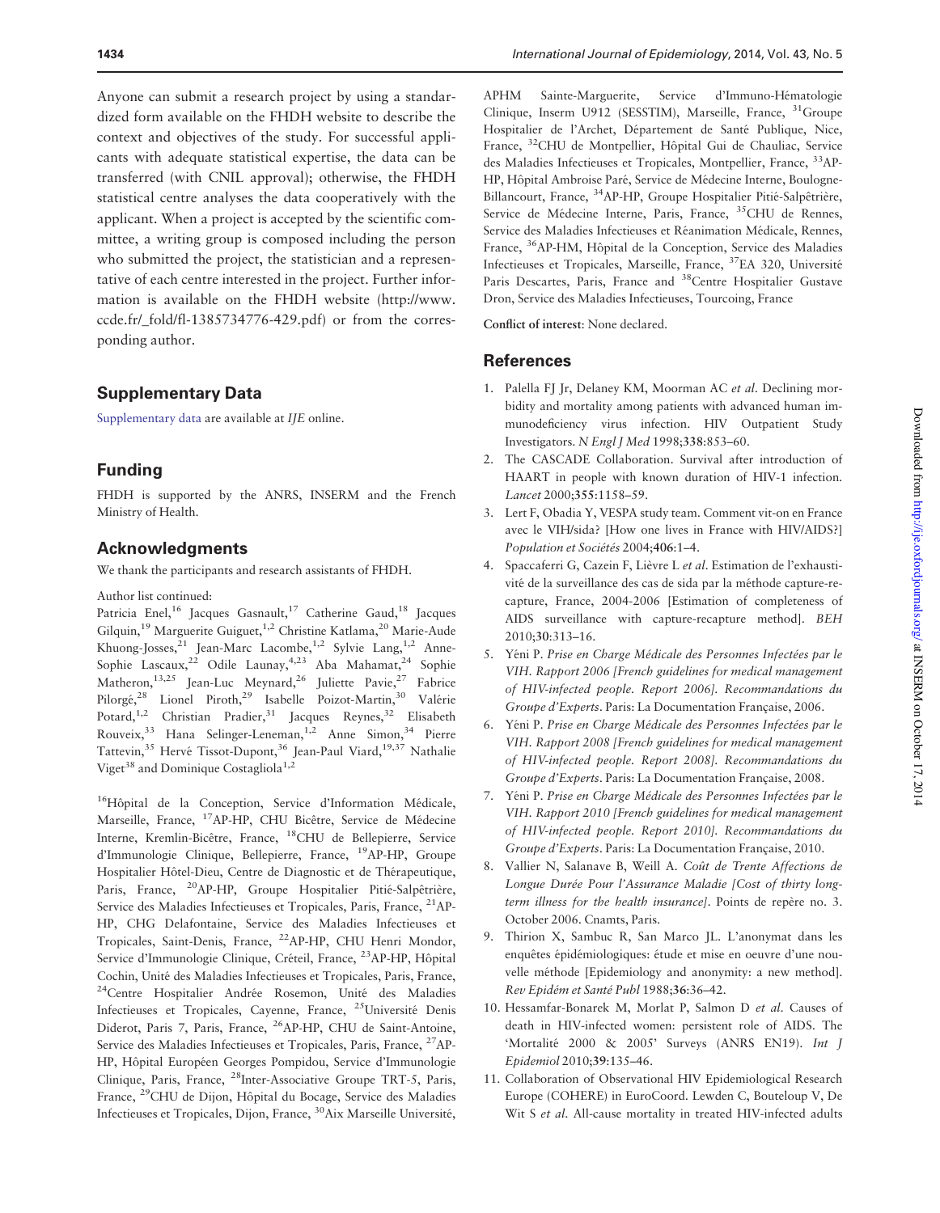Anyone can submit a research project by using a standardized form available on the FHDH website to describe the context and objectives of the study. For successful applicants with adequate statistical expertise, the data can be transferred (with CNIL approval); otherwise, the FHDH statistical centre analyses the data cooperatively with the applicant. When a project is accepted by the scientific committee, a writing group is composed including the person who submitted the project, the statistician and a representative of each centre interested in the project. Further information is available on the FHDH website (http://www.ccde.fr/_fold/fl-1385734776-429.pdf) or from the corresponding author.

## Supplementary Data

Supplementary data are available at *IJE* online.

## Funding

FHDH is supported by the ANRS, INSERM and the French Ministry of Health.

## Acknowledgments

We thank the participants and research assistants of FHDH.

Author list continued:

Patricia Enel,[16] Jacques Gasnault,[17] Catherine Gaud,[18] Jacques Gilquin,[19] Marguerite Guiguet,[1,2] Christine Katlama,[20] Marie-Aude Khuong-Josses,[21] Jean-Marc Lacombe,[1,2] Sylvie Lang,[1,2] Anne-Sophie Lascaux,[22] Odile Launay,[4,23] Aba Mahamat,[24] Sophie Matheron,[13,25] Jean-Luc Meynard,[26] Juliette Pavie,[27] Fabrice Pilorgé,[28] Lionel Piroth,[29] Isabelle Poizot-Martin,[30] Valérie Potard,[1,2] Christian Pradier,[31] Jacques Reynes,[32] Elisabeth Rouveix,[33] Hana Selinger-Leneman,[1,2] Anne Simon,[34] Pierre Tattevin,[35] Hervé Tissot-Dupont,[36] Jean-Paul Viard,[19,37] Nathalie Viget[38] and Dominique Costagliola[1,2]

[16]Hôpital de la Conception, Service d'Information Médicale, Marseille, France, [17]AP-HP, CHU Bicêtre, Service de Médecine Interne, Kremlin-Bicêtre, France, [18]CHU de Bellepierre, Service d'Immunologie Clinique, Bellepierre, France, [19]AP-HP, Groupe Hospitalier Hôtel-Dieu, Centre de Diagnostic et de Thérapeutique, Paris, France, [20]AP-HP, Groupe Hospitalier Pitié-Salpêtrière, Service des Maladies Infectieuses et Tropicales, Paris, France, [21]AP-HP, CHG Delafontaine, Service des Maladies Infectieuses et Tropicales, Saint-Denis, France, [22]AP-HP, CHU Henri Mondor, Service d'Immunologie Clinique, Créteil, France, [23]AP-HP, Hôpital Cochin, Unité des Maladies Infectieuses et Tropicales, Paris, France, [24]Centre Hospitalier Andrée Rosemon, Unité des Maladies Infectieuses et Tropicales, Cayenne, France, [25]Université Denis Diderot, Paris 7, Paris, France, [26]AP-HP, CHU de Saint-Antoine, Service des Maladies Infectieuses et Tropicales, Paris, France, [27]AP-HP, Hôpital Européen Georges Pompidou, Service d'Immunologie Clinique, Paris, France, [28]Inter-Associative Groupe TRT-5, Paris, France, [29]CHU de Dijon, Hôpital du Bocage, Service des Maladies Infectieuses et Tropicales, Dijon, France, [30]Aix Marseille Université, APHM Sainte-Marguerite, Service d'Immuno-Hématologie Clinique, Inserm U912 (SESSTIM), Marseille, France, [31]Groupe Hospitalier de l'Archet, Département de Santé Publique, Nice, France, [32]CHU de Montpellier, Hôpital Gui de Chauliac, Service des Maladies Infectieuses et Tropicales, Montpellier, France, [33]AP-HP, Hôpital Ambroise Paré, Service de Médecine Interne, Boulogne-Billancourt, France, [34]AP-HP, Groupe Hospitalier Pitié-Salpêtrière, Service de Médecine Interne, Paris, France, [35]CHU de Rennes, Service des Maladies Infectieuses et Réanimation Médicale, Rennes, France, [36]AP-HM, Hôpital de la Conception, Service des Maladies Infectieuses et Tropicales, Marseille, France, [37]EA 320, Université Paris Descartes, Paris, France and [38]Centre Hospitalier Gustave Dron, Service des Maladies Infectieuses, Tourcoing, France

**Conflict of interest**: None declared.

## References

1. Palella FJ Jr, Delaney KM, Moorman AC *et al*. Declining morbidity and mortality among patients with advanced human immunodeficiency virus infection. HIV Outpatient Study Investigators. *N Engl J Med* 1998;**338**:853–60.
2. The CASCADE Collaboration. Survival after introduction of HAART in people with known duration of HIV-1 infection. *Lancet* 2000;**355**:1158–59.
3. Lert F, Obadia Y, VESPA study team. Comment vit-on en France avec le VIH/sida? [How one lives in France with HIV/AIDS?] *Population et Sociétés* 2004;**406**:1–4.
4. Spaccaferri G, Cazein F, Lièvre L *et al*. Estimation de l'exhaustivité de la surveillance des cas de sida par la méthode capture-recapture, France, 2004-2006 [Estimation of completeness of AIDS surveillance with capture-recapture method]. *BEH* 2010;**30**:313–16.
5. Yéni P. *Prise en Charge Médicale des Personnes Infectées par le VIH. Rapport 2006 [French guidelines for medical management of HIV-infected people. Report 2006]. Recommandations du Groupe d'Experts*. Paris: La Documentation Française, 2006.
6. Yéni P. *Prise en Charge Médicale des Personnes Infectées par le VIH. Rapport 2008 [French guidelines for medical management of HIV-infected people. Report 2008]. Recommandations du Groupe d'Experts*. Paris: La Documentation Française, 2008.
7. Yéni P. *Prise en Charge Médicale des Personnes Infectées par le VIH. Rapport 2010 [French guidelines for medical management of HIV-infected people. Report 2010]. Recommandations du Groupe d'Experts*. Paris: La Documentation Française, 2010.
8. Vallier N, Salanave B, Weill A. *Coût de Trente Affections de Longue Durée Pour l'Assurance Maladie [Cost of thirty long-term illness for the health insurance]*. Points de repère no. 3. October 2006. Cnamts, Paris.
9. Thirion X, Sambuc R, San Marco JL. L'anonymat dans les enquêtes épidémiologiques: étude et mise en oeuvre d'une nouvelle méthode [Epidemiology and anonymity: a new method]. *Rev Epidém et Santé Publ* 1988;**36**:36–42.
10. Hessamfar-Bonarek M, Morlat P, Salmon D *et al*. Causes of death in HIV-infected women: persistent role of AIDS. The 'Mortalité 2000 & 2005' Surveys (ANRS EN19). *Int J Epidemiol* 2010;**39**:135–46.
11. Collaboration of Observational HIV Epidemiological Research Europe (COHERE) in EuroCoord. Lewden C, Bouteloup V, De Wit S *et al*. All-cause mortality in treated HIV-infected adults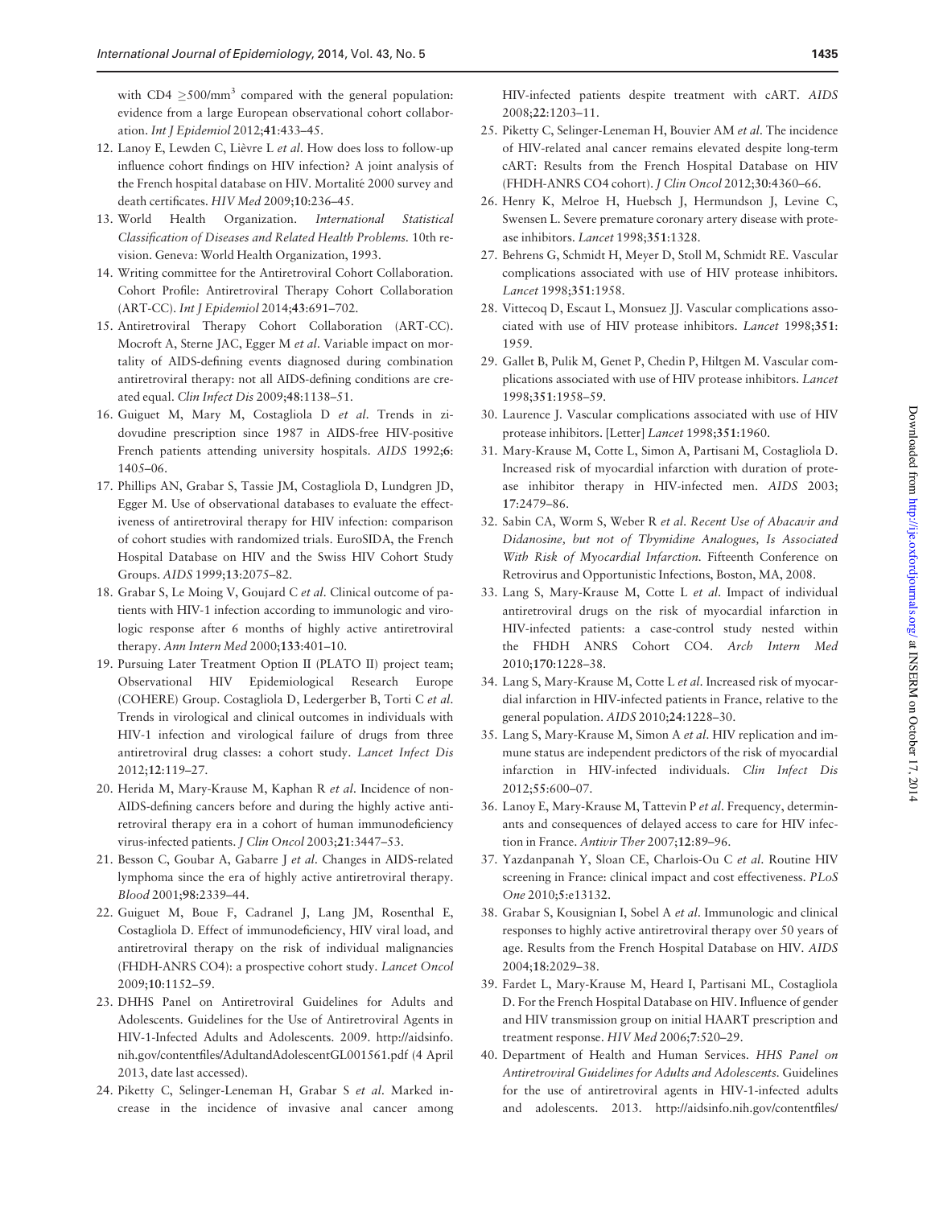with CD4 $\geq$500/mm$^3$ compared with the general population: evidence from a large European observational cohort collaboration. *Int J Epidemiol* 2012;**41**:433–45.

12. Lanoy E, Lewden C, Lièvre L *et al*. How does loss to follow-up influence cohort findings on HIV infection? A joint analysis of the French hospital database on HIV. Mortalité 2000 survey and death certificates. *HIV Med* 2009;**10**:236–45.
13. World Health Organization. *International Statistical Classification of Diseases and Related Health Problems*. 10th revision. Geneva: World Health Organization, 1993.
14. Writing committee for the Antiretroviral Cohort Collaboration. Cohort Profile: Antiretroviral Therapy Cohort Collaboration (ART-CC). *Int J Epidemiol* 2014;**43**:691–702.
15. Antiretroviral Therapy Cohort Collaboration (ART-CC). Mocroft A, Sterne JAC, Egger M *et al*. Variable impact on mortality of AIDS-defining events diagnosed during combination antiretroviral therapy: not all AIDS-defining conditions are created equal. *Clin Infect Dis* 2009;**48**:1138–51.
16. Guiguet M, Mary M, Costagliola D *et al*. Trends in zidovudine prescription since 1987 in AIDS-free HIV-positive French patients attending university hospitals. *AIDS* 1992;**6**: 1405–06.
17. Phillips AN, Grabar S, Tassie JM, Costagliola D, Lundgren JD, Egger M. Use of observational databases to evaluate the effectiveness of antiretroviral therapy for HIV infection: comparison of cohort studies with randomized trials. EuroSIDA, the French Hospital Database on HIV and the Swiss HIV Cohort Study Groups. *AIDS* 1999;**13**:2075–82.
18. Grabar S, Le Moing V, Goujard C *et al*. Clinical outcome of patients with HIV-1 infection according to immunologic and virologic response after 6 months of highly active antiretroviral therapy. *Ann Intern Med* 2000;**133**:401–10.
19. Pursuing Later Treatment Option II (PLATO II) project team; Observational HIV Epidemiological Research Europe (COHERE) Group. Costagliola D, Ledergerber B, Torti C *et al*. Trends in virological and clinical outcomes in individuals with HIV-1 infection and virological failure of drugs from three antiretroviral drug classes: a cohort study. *Lancet Infect Dis* 2012;**12**:119–27.
20. Herida M, Mary-Krause M, Kaphan R *et al*. Incidence of non-AIDS-defining cancers before and during the highly active antiretroviral therapy era in a cohort of human immunodeficiency virus-infected patients. *J Clin Oncol* 2003;**21**:3447–53.
21. Besson C, Goubar A, Gabarre J *et al*. Changes in AIDS-related lymphoma since the era of highly active antiretroviral therapy. *Blood* 2001;**98**:2339–44.
22. Guiguet M, Boue F, Cadranel J, Lang JM, Rosenthal E, Costagliola D. Effect of immunodeficiency, HIV viral load, and antiretroviral therapy on the risk of individual malignancies (FHDH-ANRS CO4): a prospective cohort study. *Lancet Oncol* 2009;**10**:1152–59.
23. DHHS Panel on Antiretroviral Guidelines for Adults and Adolescents. Guidelines for the Use of Antiretroviral Agents in HIV-1-Infected Adults and Adolescents. 2009. http://aidsinfo.nih.gov/contentfiles/AdultandAdolescentGL001561.pdf (4 April 2013, date last accessed).
24. Piketty C, Selinger-Leneman H, Grabar S *et al*. Marked increase in the incidence of invasive anal cancer among HIV-infected patients despite treatment with cART. *AIDS* 2008;**22**:1203–11.
25. Piketty C, Selinger-Leneman H, Bouvier AM *et al*. The incidence of HIV-related anal cancer remains elevated despite long-term cART: Results from the French Hospital Database on HIV (FHDH-ANRS CO4 cohort). *J Clin Oncol* 2012;**30**:4360–66.
26. Henry K, Melroe H, Huebsch J, Hermundson J, Levine C, Swensen L. Severe premature coronary artery disease with protease inhibitors. *Lancet* 1998;**351**:1328.
27. Behrens G, Schmidt H, Meyer D, Stoll M, Schmidt RE. Vascular complications associated with use of HIV protease inhibitors. *Lancet* 1998;**351**:1958.
28. Vittecoq D, Escaut L, Monsuez JJ. Vascular complications associated with use of HIV protease inhibitors. *Lancet* 1998;**351**: 1959.
29. Gallet B, Pulik M, Genet P, Chedin P, Hiltgen M. Vascular complications associated with use of HIV protease inhibitors. *Lancet* 1998;**351**:1958–59.
30. Laurence J. Vascular complications associated with use of HIV protease inhibitors. [Letter] *Lancet* 1998;**351**:1960.
31. Mary-Krause M, Cotte L, Simon A, Partisani M, Costagliola D. Increased risk of myocardial infarction with duration of protease inhibitor therapy in HIV-infected men. *AIDS* 2003; **17**:2479–86.
32. Sabin CA, Worm S, Weber R *et al*. *Recent Use of Abacavir and Didanosine, but not of Thymidine Analogues, Is Associated With Risk of Myocardial Infarction*. Fifteenth Conference on Retrovirus and Opportunistic Infections, Boston, MA, 2008.
33. Lang S, Mary-Krause M, Cotte L *et al*. Impact of individual antiretroviral drugs on the risk of myocardial infarction in HIV-infected patients: a case-control study nested within the FHDH ANRS Cohort CO4. *Arch Intern Med* 2010;**170**:1228–38.
34. Lang S, Mary-Krause M, Cotte L *et al*. Increased risk of myocardial infarction in HIV-infected patients in France, relative to the general population. *AIDS* 2010;**24**:1228–30.
35. Lang S, Mary-Krause M, Simon A *et al*. HIV replication and immune status are independent predictors of the risk of myocardial infarction in HIV-infected individuals. *Clin Infect Dis* 2012;**55**:600–07.
36. Lanoy E, Mary-Krause M, Tattevin P *et al*. Frequency, determinants and consequences of delayed access to care for HIV infection in France. *Antivir Ther* 2007;**12**:89–96.
37. Yazdanpanah Y, Sloan CE, Charlois-Ou C *et al*. Routine HIV screening in France: clinical impact and cost effectiveness. *PLoS One* 2010;**5**:e13132.
38. Grabar S, Kousignian I, Sobel A *et al*. Immunologic and clinical responses to highly active antiretroviral therapy over 50 years of age. Results from the French Hospital Database on HIV. *AIDS* 2004;**18**:2029–38.
39. Fardet L, Mary-Krause M, Heard I, Partisani ML, Costagliola D. For the French Hospital Database on HIV. Influence of gender and HIV transmission group on initial HAART prescription and treatment response. *HIV Med* 2006;**7**:520–29.
40. Department of Health and Human Services. *HHS Panel on Antiretroviral Guidelines for Adults and Adolescents*. Guidelines for the use of antiretroviral agents in HIV-1-infected adults and adolescents. 2013. http://aidsinfo.nih.gov/contentfiles/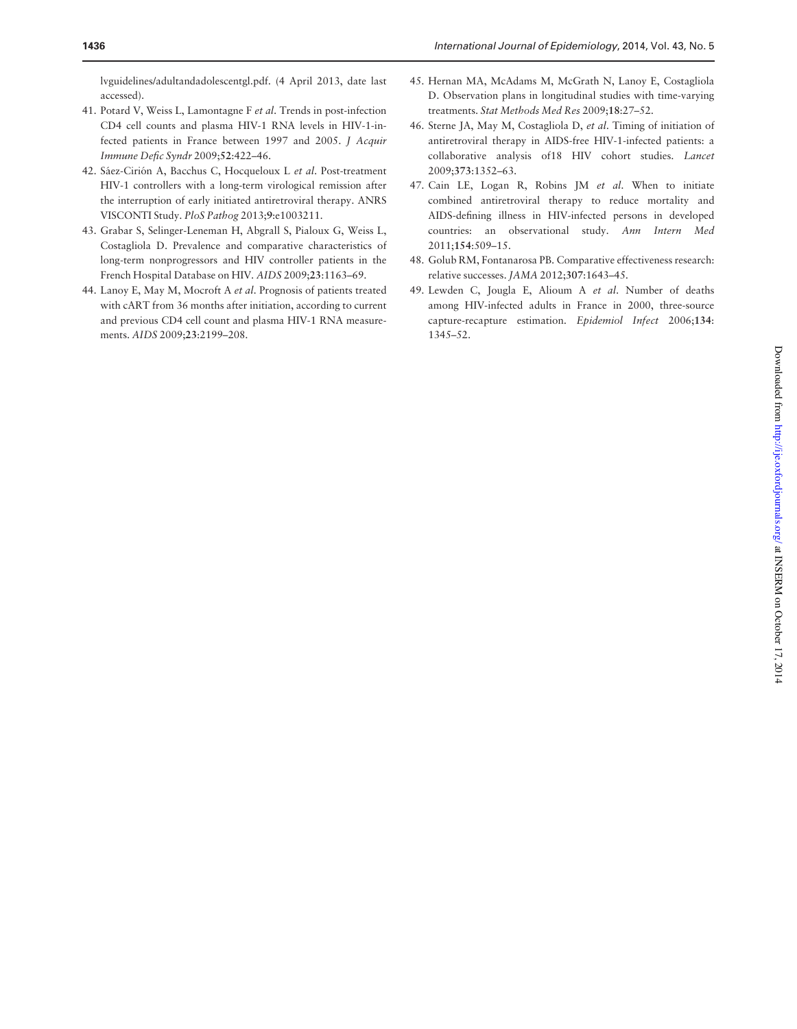lvguidelines/adultandadolescentgl.pdf. (4 April 2013, date last accessed).

41. Potard V, Weiss L, Lamontagne F *et al*. Trends in post-infection CD4 cell counts and plasma HIV-1 RNA levels in HIV-1-infected patients in France between 1997 and 2005. *J Acquir Immune Defic Syndr* 2009;**52**:422–46.
42. Sáez-Cirión A, Bacchus C, Hocqueloux L *et al*. Post-treatment HIV-1 controllers with a long-term virological remission after the interruption of early initiated antiretroviral therapy. ANRS VISCONTI Study. *PloS Pathog* 2013;**9**:e1003211.
43. Grabar S, Selinger-Leneman H, Abgrall S, Pialoux G, Weiss L, Costagliola D. Prevalence and comparative characteristics of long-term nonprogressors and HIV controller patients in the French Hospital Database on HIV. *AIDS* 2009;**23**:1163–69.
44. Lanoy E, May M, Mocroft A *et al*. Prognosis of patients treated with cART from 36 months after initiation, according to current and previous CD4 cell count and plasma HIV-1 RNA measurements. *AIDS* 2009;**23**:2199–208.
45. Hernan MA, McAdams M, McGrath N, Lanoy E, Costagliola D. Observation plans in longitudinal studies with time-varying treatments. *Stat Methods Med Res* 2009;**18**:27–52.
46. Sterne JA, May M, Costagliola D, *et al*. Timing of initiation of antiretroviral therapy in AIDS-free HIV-1-infected patients: a collaborative analysis of18 HIV cohort studies. *Lancet* 2009;**373**:1352–63.
47. Cain LE, Logan R, Robins JM *et al*. When to initiate combined antiretroviral therapy to reduce mortality and AIDS-defining illness in HIV-infected persons in developed countries: an observational study. *Ann Intern Med* 2011;**154**:509–15.
48. Golub RM, Fontanarosa PB. Comparative effectiveness research: relative successes. *JAMA* 2012;**307**:1643–45.
49. Lewden C, Jougla E, Alioum A *et al*. Number of deaths among HIV-infected adults in France in 2000, three-source capture-recapture estimation. *Epidemiol Infect* 2006;**134**: 1345–52.